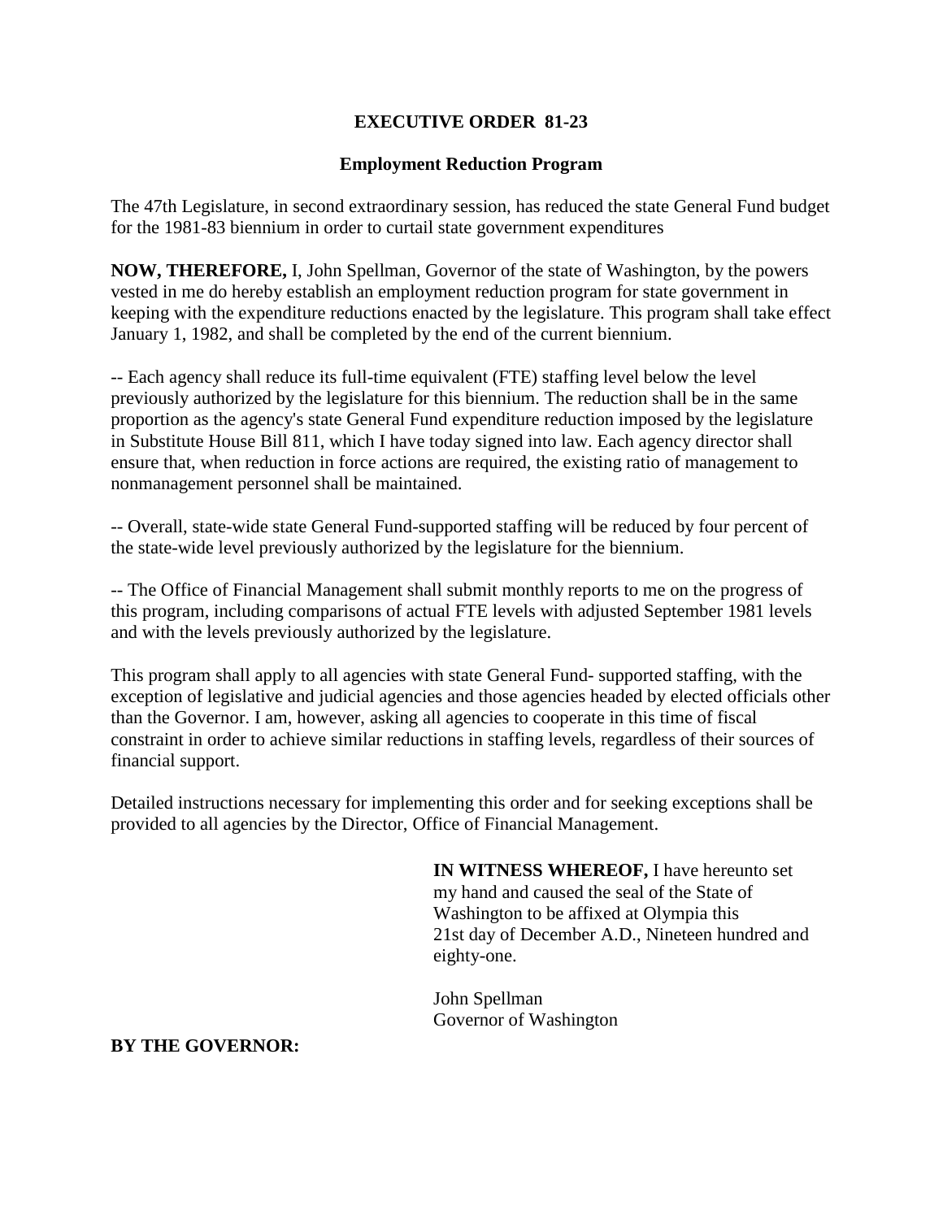# EXECUTIVE ORDER 81-23

## Employment Reduction Program

The 47th Legislature, in second extraordinary session, has reduced the state General Fund budget for the 1981-83 biennium in order to curtail state government expenditures

**NOW, THEREFORE,** I, John Spellman, Governor of the state of Washington, by the powers vested in me do hereby establish an employment reduction program for state government in keeping with the expenditure reductions enacted by the legislature. This program shall take effect January 1, 1982, and shall be completed by the end of the current biennium.

-- Each agency shall reduce its full-time equivalent (FTE) staffing level below the level previously authorized by the legislature for this biennium. The reduction shall be in the same proportion as the agency's state General Fund expenditure reduction imposed by the legislature in Substitute House Bill 811, which I have today signed into law. Each agency director shall ensure that, when reduction in force actions are required, the existing ratio of management to nonmanagement personnel shall be maintained.

-- Overall, state-wide state General Fund-supported staffing will be reduced by four percent of the state-wide level previously authorized by the legislature for the biennium.

-- The Office of Financial Management shall submit monthly reports to me on the progress of this program, including comparisons of actual FTE levels with adjusted September 1981 levels and with the levels previously authorized by the legislature.

This program shall apply to all agencies with state General Fund- supported staffing, with the exception of legislative and judicial agencies and those agencies headed by elected officials other than the Governor. I am, however, asking all agencies to cooperate in this time of fiscal constraint in order to achieve similar reductions in staffing levels, regardless of their sources of financial support.

Detailed instructions necessary for implementing this order and for seeking exceptions shall be provided to all agencies by the Director, Office of Financial Management.

**IN WITNESS WHEREOF,** I have hereunto set my hand and caused the seal of the State of Washington to be affixed at Olympia this 21st day of December A.D., Nineteen hundred and eighty-one.

John Spellman
Governor of Washington

**BY THE GOVERNOR:**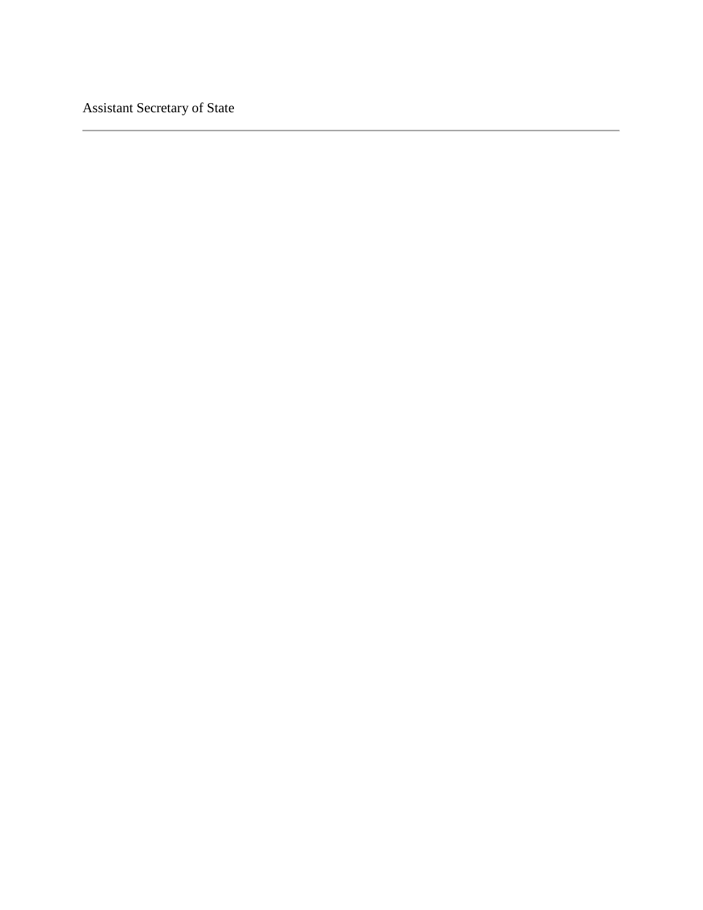Assistant Secretary of State

---